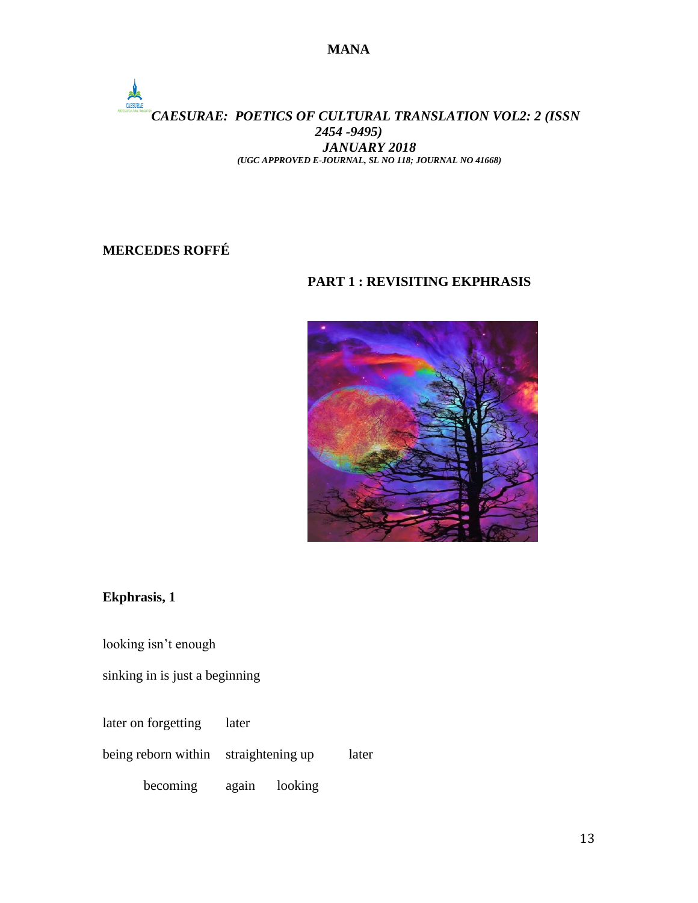## MERCEDES ROFFÉ

### PART 1 : REVISITING EKPHRASIS

### Ekphrasis, 1

looking isn't enough

sinking in is just a beginning

later on forgetting    later

being reborn within    straightening up    later

        becoming    again    looking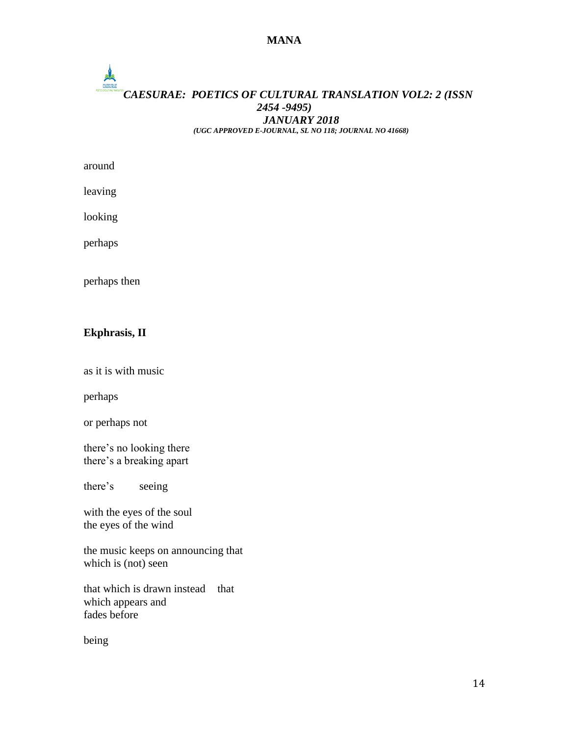around

leaving

looking

perhaps

perhaps then

**Ekphrasis, II**

as it is with music

perhaps

or perhaps not

there's no looking there
there's a breaking apart

there's        seeing

with the eyes of the soul
the eyes of the wind

the music keeps on announcing that
which is (not) seen

that which is drawn instead    that
which appears and
fades before

being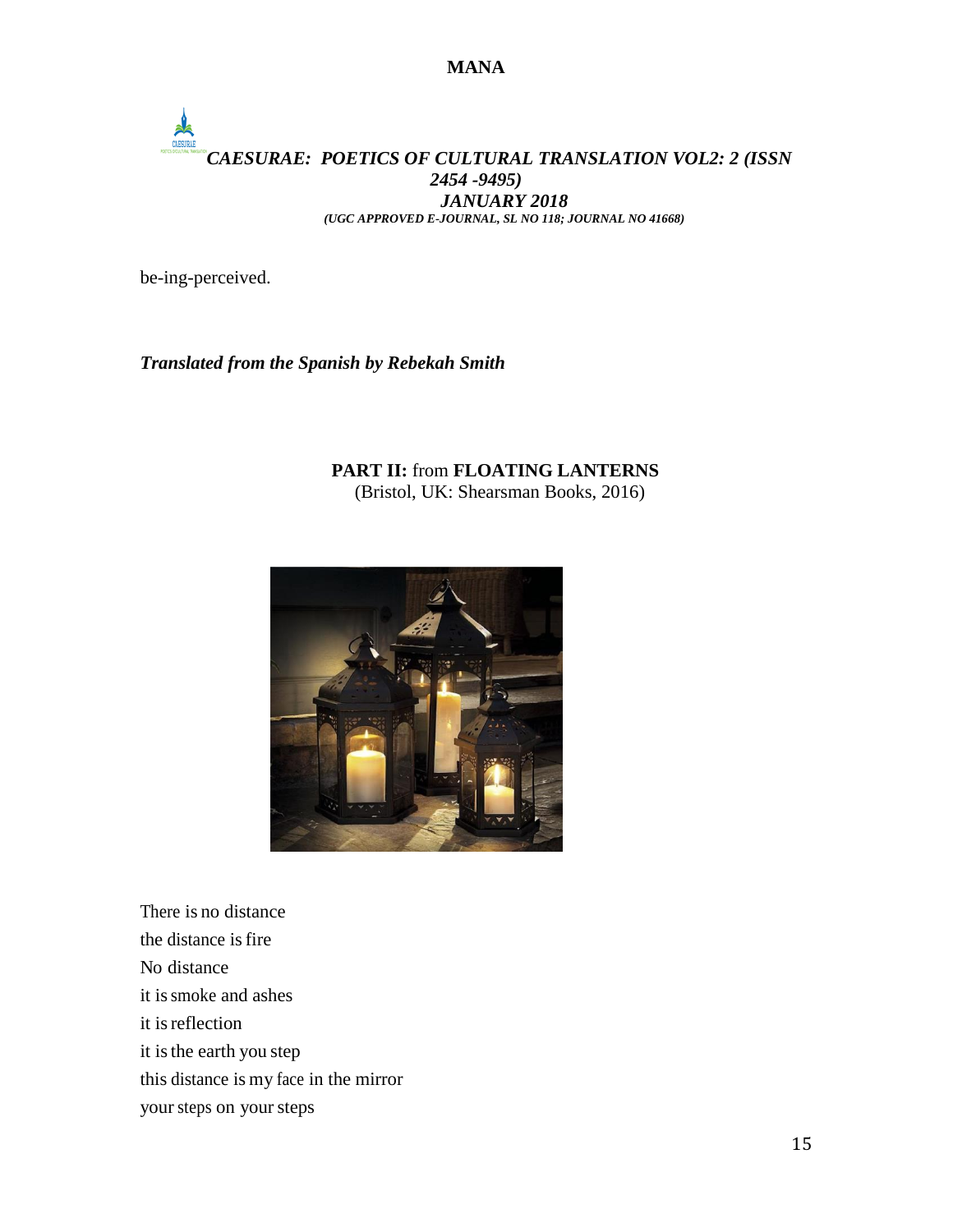be-ing-perceived.

***Translated from the Spanish by Rebekah Smith***

**PART II:** from **FLOATING LANTERNS**
(Bristol, UK: Shearsman Books, 2016)

There is no distance
the distance is fire
No distance
it is smoke and ashes
it is reflection
it is the earth you step
this distance is my face in the mirror
your steps on your steps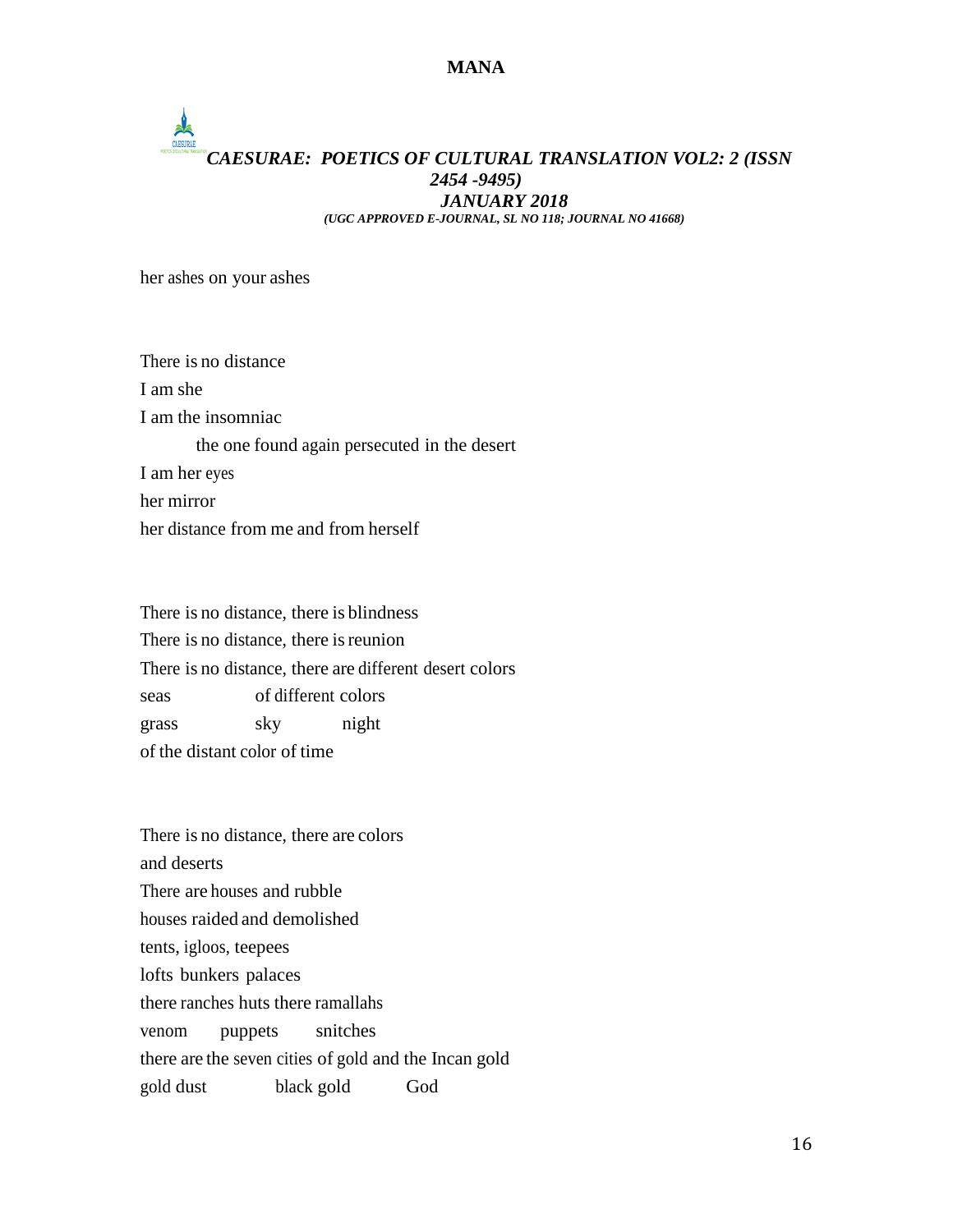her ashes on your ashes

There is no distance
I am she
I am the insomniac
        the one found again persecuted in the desert
I am her eyes
her mirror
her distance from me and from herself

There is no distance, there is blindness
There is no distance, there is reunion
There is no distance, there are different desert colors
seas        of different colors
grass        sky        night
of the distant color of time

There is no distance, there are colors
and deserts
There are houses and rubble
houses raided and demolished
tents, igloos, teepees
lofts bunkers palaces
there ranches huts there ramallahs
venom        puppets        snitches
there are the seven cities of gold and the Incan gold
gold dust        black gold        God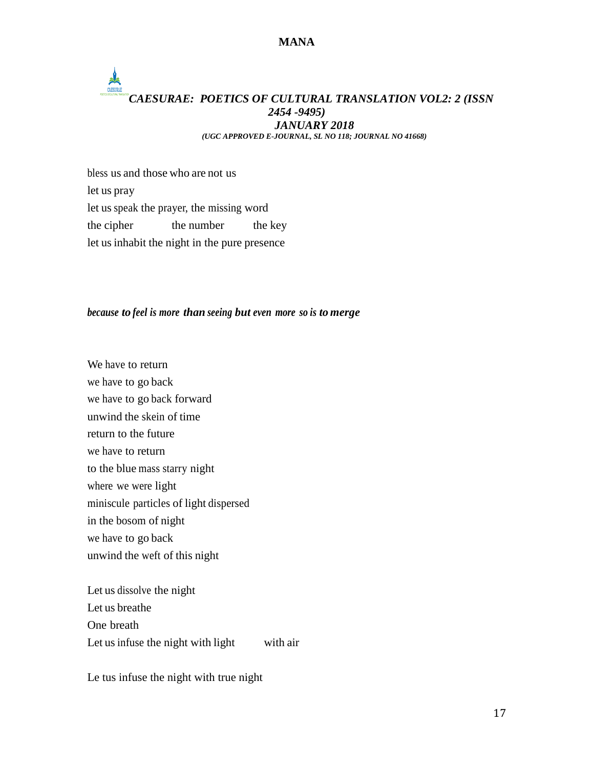bless us and those who are not us  
let us pray  
let us speak the prayer, the missing word  
the cipher          the number          the key  
let us inhabit the night in the pure presence

***because to feel is more than seeing but even more so is to merge***

We have to return  
we have to go back  
we have to go back forward  
unwind the skein of time  
return to the future  
we have to return  
to the blue mass starry night  
where we were light  
miniscule particles of light dispersed  
in the bosom of night  
we have to go back  
unwind the weft of this night

Let us dissolve the night  
Let us breathe  
One breath  
Let us infuse the night with light          with air

Le tus infuse the night with true night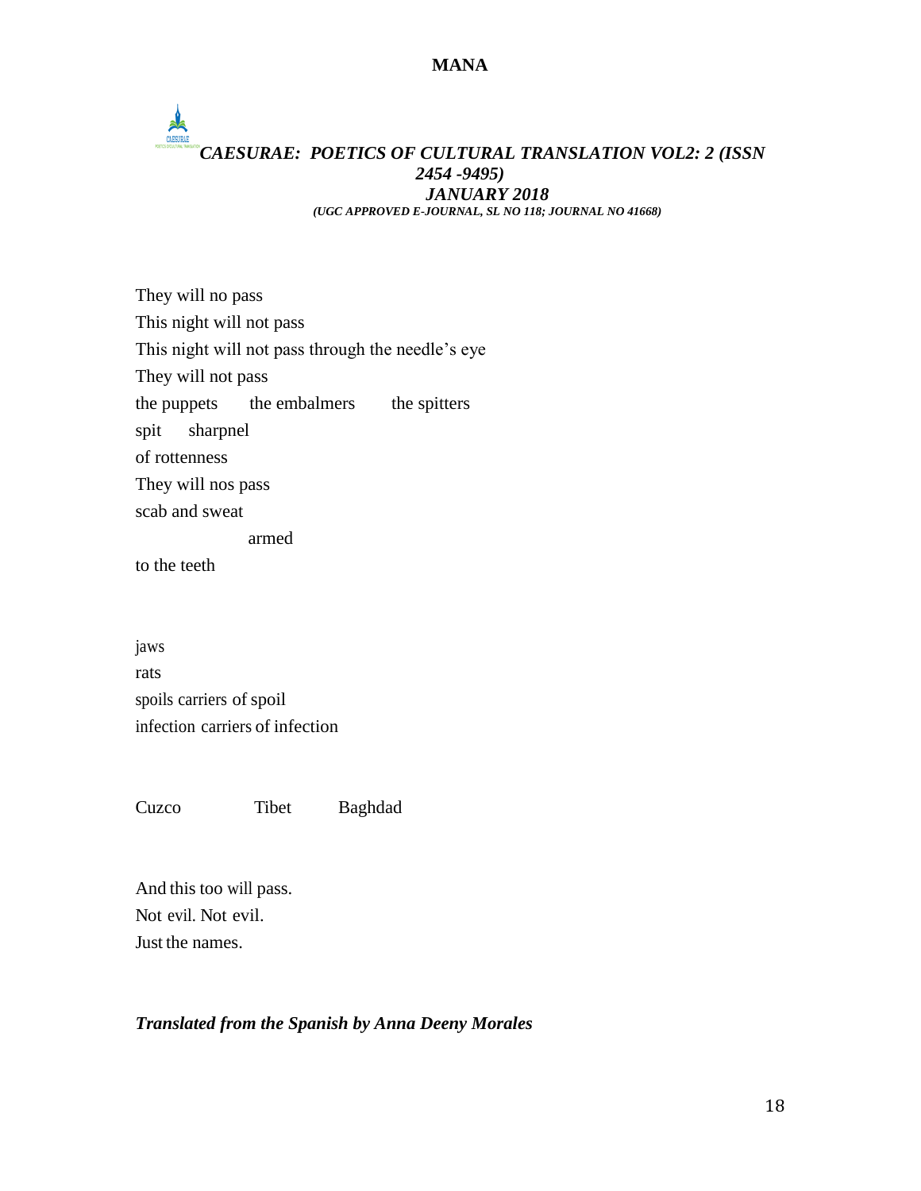They will no pass
This night will not pass
This night will not pass through the needle's eye
They will not pass
the puppets    the embalmers    the spitters
spit    sharpnel
of rottenness
They will nos pass
scab and sweat
armed
to the teeth

jaws
rats
spoils carriers of spoil
infection carriers of infection

Cuzco    Tibet    Baghdad

And this too will pass.
Not evil. Not evil.
Just the names.

***Translated from the Spanish by Anna Deeny Morales***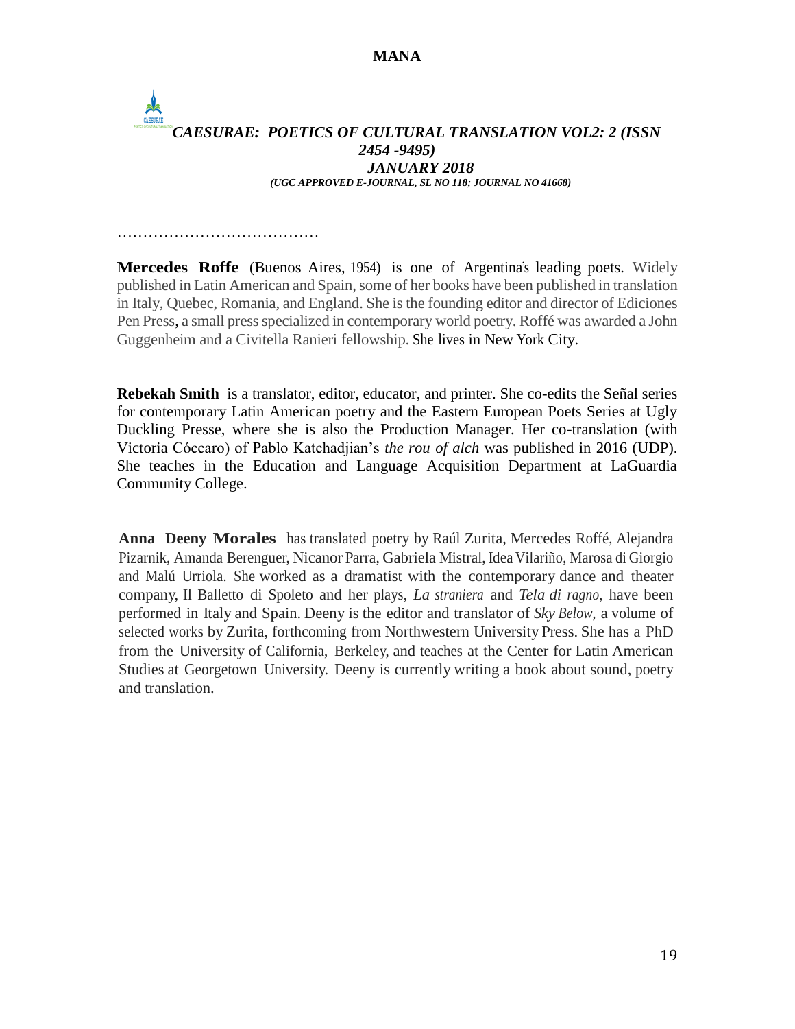…………………………………

**Mercedes Roffe** (Buenos Aires, 1954) is one of Argentina's leading poets. Widely published in Latin American and Spain, some of her books have been published in translation in Italy, Quebec, Romania, and England. She is the founding editor and director of Ediciones Pen Press, a small press specialized in contemporary world poetry. Roffé was awarded a John Guggenheim and a Civitella Ranieri fellowship. She lives in New York City.

**Rebekah Smith** is a translator, editor, educator, and printer. She co-edits the Señal series for contemporary Latin American poetry and the Eastern European Poets Series at Ugly Duckling Presse, where she is also the Production Manager. Her co-translation (with Victoria Cóccaro) of Pablo Katchadjian's *the rou of alch* was published in 2016 (UDP). She teaches in the Education and Language Acquisition Department at LaGuardia Community College.

**Anna Deeny Morales** has translated poetry by Raúl Zurita, Mercedes Roffé, Alejandra Pizarnik, Amanda Berenguer, Nicanor Parra, Gabriela Mistral, Idea Vilariño, Marosa di Giorgio and Malú Urriola. She worked as a dramatist with the contemporary dance and theater company, Il Balletto di Spoleto and her plays, *La straniera* and *Tela di ragno*, have been performed in Italy and Spain. Deeny is the editor and translator of *Sky Below*, a volume of selected works by Zurita, forthcoming from Northwestern University Press. She has a PhD from the University of California, Berkeley, and teaches at the Center for Latin American Studies at Georgetown University. Deeny is currently writing a book about sound, poetry and translation.